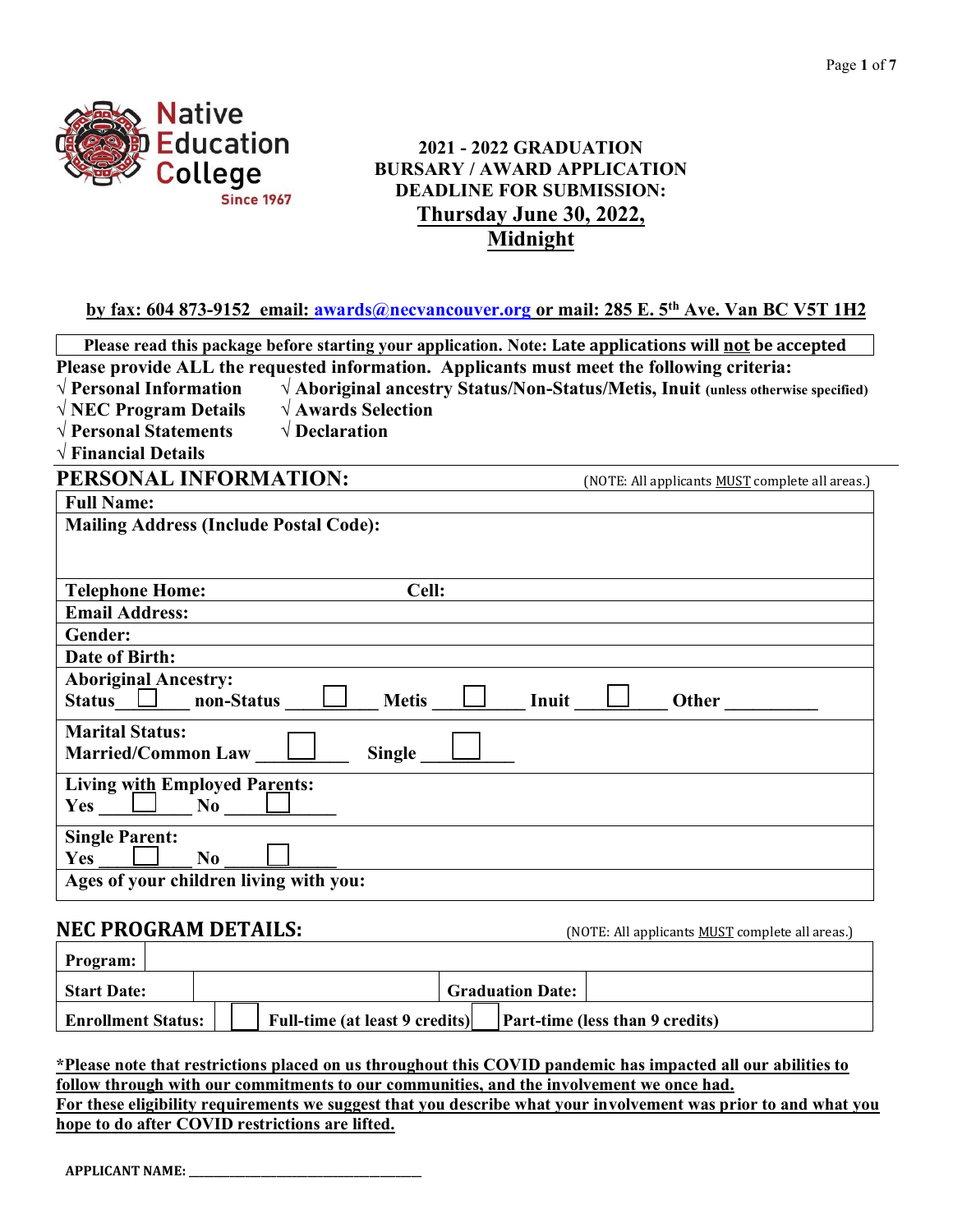Native Education College
Since 1967

# 2021 - 2022 GRADUATION BURSARY / AWARD APPLICATION

**DEADLINE FOR SUBMISSION:**
**Thursday June 30, 2022, Midnight**

**by fax: 604 873-9152 email: awards@necvancouver.org or mail: 285 E. 5th Ave. Van BC V5T 1H2**

**Please read this package before starting your application. Note: Late applications will not be accepted**

**Please provide ALL the requested information. Applicants must meet the following criteria:**

- √ Personal Information
- √ NEC Program Details
- √ Personal Statements
- √ Financial Details
- √ Aboriginal ancestry Status/Non-Status/Metis, Inuit (unless otherwise specified)
- √ Awards Selection
- √ Declaration

## PERSONAL INFORMATION:

(NOTE: All applicants MUST complete all areas.)

| | |
|---|---|
| **Full Name:** | |
| **Mailing Address (Include Postal Code):** | |
| **Telephone Home:** | **Cell:** |
| **Email Address:** | |
| **Gender:** | |
| **Date of Birth:** | |
| **Aboriginal Ancestry:** Status ☐ non-Status ☐ Metis ☐ Inuit ☐ Other ______ | |
| **Marital Status:** Married/Common Law ☐ Single ☐ | |
| **Living with Employed Parents:** Yes ☐ No ☐ | |
| **Single Parent:** Yes ☐ No ☐ | |
| **Ages of your children living with you:** | |

## NEC PROGRAM DETAILS:

(NOTE: All applicants MUST complete all areas.)

| | | | |
|---|---|---|---|
| **Program:** | | | |
| **Start Date:** | | **Graduation Date:** | |
| **Enrollment Status:** | ☐ Full-time (at least 9 credits) | ☐ Part-time (less than 9 credits) | |

**\*Please note that restrictions placed on us throughout this COVID pandemic has impacted all our abilities to follow through with our commitments to our communities, and the involvement we once had. For these eligibility requirements we suggest that you describe what your involvement was prior to and what you hope to do after COVID restrictions are lifted.**

**APPLICANT NAME:** ______________________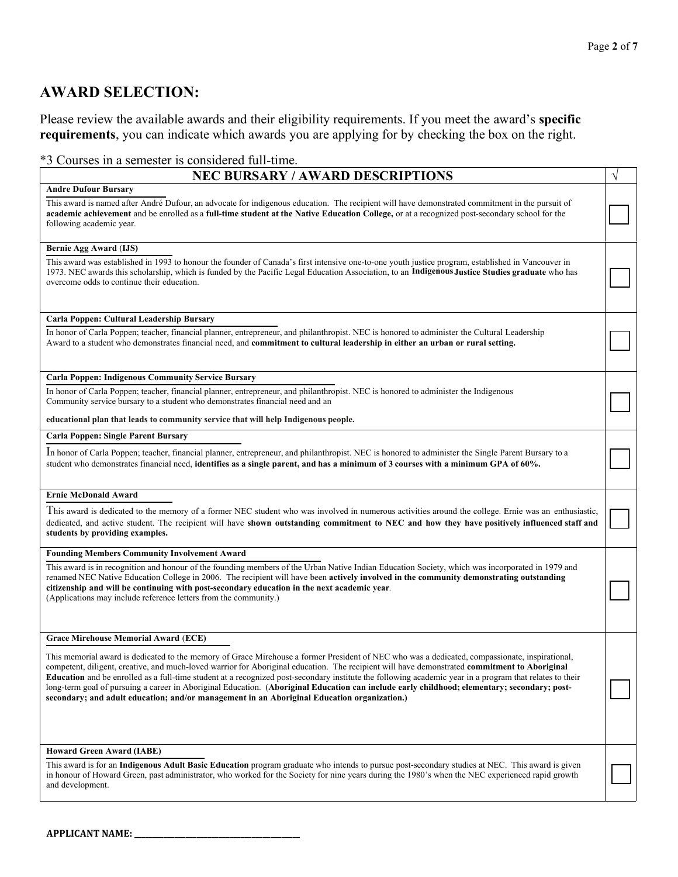## AWARD SELECTION:

Please review the available awards and their eligibility requirements. If you meet the award's **specific requirements**, you can indicate which awards you are applying for by checking the box on the right.

*3 Courses in a semester is considered full-time.

| NEC BURSARY / AWARD DESCRIPTIONS | √ |
|---|---|
| **Andre Dufour Bursary**<br>This award is named after André Dufour, an advocate for indigenous education. The recipient will have demonstrated commitment in the pursuit of **academic achievement** and be enrolled as a **full-time student at the Native Education College,** or at a recognized post-secondary school for the following academic year. | ☐ |
| **Bernie Agg Award (IJS)**<br>This award was established in 1993 to honour the founder of Canada's first intensive one-to-one youth justice program, established in Vancouver in 1973. NEC awards this scholarship, which is funded by the Pacific Legal Education Association, to an **Indigenous Justice Studies graduate** who has overcome odds to continue their education. | ☐ |
| **Carla Poppen: Cultural Leadership Bursary**<br>In honor of Carla Poppen; teacher, financial planner, entrepreneur, and philanthropist. NEC is honored to administer the Cultural Leadership Award to a student who demonstrates financial need, and **commitment to cultural leadership in either an urban or rural setting.** | ☐ |
| **Carla Poppen: Indigenous Community Service Bursary**<br>In honor of Carla Poppen; teacher, financial planner, entrepreneur, and philanthropist. NEC is honored to administer the Indigenous Community service bursary to a student who demonstrates financial need and an **educational plan that leads to community service that will help Indigenous people.** | ☐ |
| **Carla Poppen: Single Parent Bursary**<br>In honor of Carla Poppen; teacher, financial planner, entrepreneur, and philanthropist. NEC is honored to administer the Single Parent Bursary to a student who demonstrates financial need, **identifies as a single parent, and has a minimum of 3 courses with a minimum GPA of 60%.** | ☐ |
| **Ernie McDonald Award**<br>This award is dedicated to the memory of a former NEC student who was involved in numerous activities around the college. Ernie was an enthusiastic, dedicated, and active student. The recipient will have **shown outstanding commitment to NEC and how they have positively influenced staff and students by providing examples.** | ☐ |
| **Founding Members Community Involvement Award**<br>This award is in recognition and honour of the founding members of the Urban Native Indian Education Society, which was incorporated in 1979 and renamed NEC Native Education College in 2006. The recipient will have been **actively involved in the community demonstrating outstanding citizenship and will be continuing with post-secondary education in the next academic year**.<br>(Applications may include reference letters from the community.) | ☐ |
| **Grace Mirehouse Memorial Award (ECE)**<br>This memorial award is dedicated to the memory of Grace Mirehouse a former President of NEC who was a dedicated, compassionate, inspirational, competent, diligent, creative, and much-loved warrior for Aboriginal education. The recipient will have demonstrated **commitment to Aboriginal Education** and be enrolled as a full-time student at a recognized post-secondary institute the following academic year in a program that relates to their long-term goal of pursuing a career in Aboriginal Education. (**Aboriginal Education can include early childhood; elementary; secondary; post-secondary; and adult education; and/or management in an Aboriginal Education organization.)** | ☐ |
| **Howard Green Award (IABE)**<br>This award is for an **Indigenous Adult Basic Education** program graduate who intends to pursue post-secondary studies at NEC. This award is given in honour of Howard Green, past administrator, who worked for the Society for nine years during the 1980's when the NEC experienced rapid growth and development. | ☐ |

**APPLICANT NAME:** ______________________________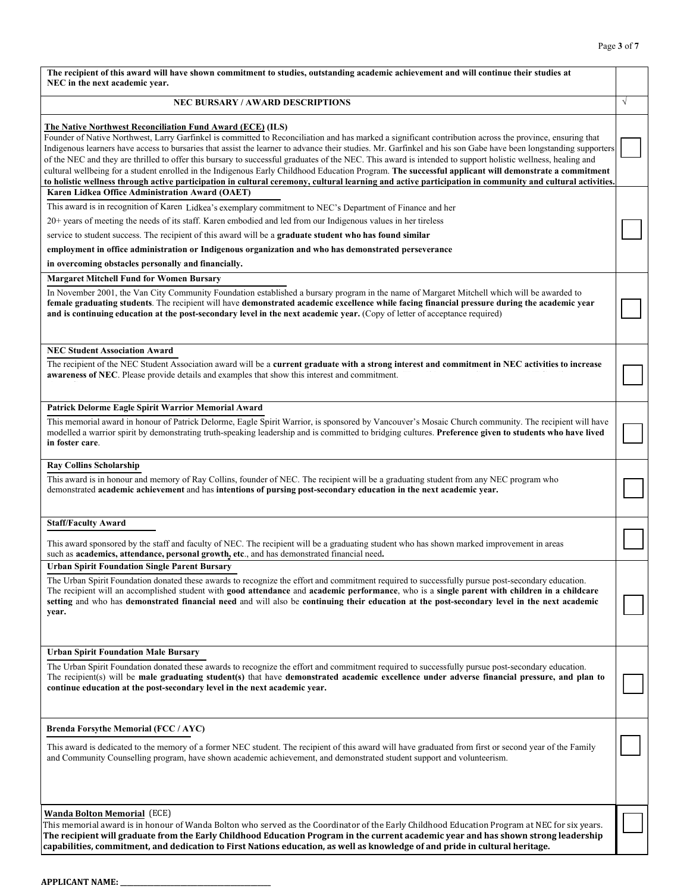| **The recipient of this award will have shown commitment to studies, outstanding academic achievement and will continue their studies at NEC in the next academic year.** | |
|---|---|
| **NEC BURSARY / AWARD DESCRIPTIONS** | √ |
| **The Native Northwest Reconciliation Fund Award (ECE) (ILS)**<br>Founder of Native Northwest, Larry Garfinkel is committed to Reconciliation and has marked a significant contribution across the province, ensuring that Indigenous learners have access to bursaries that assist the learner to advance their studies. Mr. Garfinkel and his son Gabe have been longstanding supporters of the NEC and they are thrilled to offer this bursary to successful graduates of the NEC. This award is intended to support holistic wellness, healing and cultural wellbeing for a student enrolled in the Indigenous Early Childhood Education Program. **The successful applicant will demonstrate a commitment to holistic wellness through active participation in cultural ceremony, cultural learning and active participation in community and cultural activities.** | ☐ |
| **Karen Lidkea Office Administration Award (OAET)**<br>This award is in recognition of Karen Lidkea's exemplary commitment to NEC's Department of Finance and her 20+ years of meeting the needs of its staff. Karen embodied and led from our Indigenous values in her tireless service to student success. The recipient of this award will be a **graduate student who has found similar employment in office administration or Indigenous organization and who has demonstrated perseverance in overcoming obstacles personally and financially.** | ☐ |
| **Margaret Mitchell Fund for Women Bursary**<br>In November 2001, the Van City Community Foundation established a bursary program in the name of Margaret Mitchell which will be awarded to **female graduating students**. The recipient will have **demonstrated academic excellence while facing financial pressure during the academic year and is continuing education at the post-secondary level in the next academic year.** (Copy of letter of acceptance required) | ☐ |
| **NEC Student Association Award**<br>The recipient of the NEC Student Association award will be a **current graduate with a strong interest and commitment in NEC activities to increase awareness of NEC**. Please provide details and examples that show this interest and commitment. | ☐ |
| **Patrick Delorme Eagle Spirit Warrior Memorial Award**<br>This memorial award in honour of Patrick Delorme, Eagle Spirit Warrior, is sponsored by Vancouver's Mosaic Church community. The recipient will have modelled a warrior spirit by demonstrating truth-speaking leadership and is committed to bridging cultures. **Preference given to students who have lived in foster care**. | ☐ |
| **Ray Collins Scholarship**<br>This award is in honour and memory of Ray Collins, founder of NEC. The recipient will be a graduating student from any NEC program who demonstrated **academic achievement** and has **intentions of pursing post-secondary education in the next academic year.** | ☐ |
| **Staff/Faculty Award**<br>This award sponsored by the staff and faculty of NEC. The recipient will be a graduating student who has shown marked improvement in areas such as **academics, attendance, personal growth, etc**., and has demonstrated financial need**.** | ☐ |
| **Urban Spirit Foundation Single Parent Bursary**<br>The Urban Spirit Foundation donated these awards to recognize the effort and commitment required to successfully pursue post-secondary education. The recipient will an accomplished student with **good attendance** and **academic performance**, who is a **single parent with children in a childcare setting** and who has **demonstrated financial need** and will also be **continuing their education at the post-secondary level in the next academic year.** | ☐ |
| **Urban Spirit Foundation Male Bursary**<br>The Urban Spirit Foundation donated these awards to recognize the effort and commitment required to successfully pursue post-secondary education. The recipient(s) will be **male graduating student(s)** that have **demonstrated academic excellence under adverse financial pressure, and plan to continue education at the post-secondary level in the next academic year.** | ☐ |
| **Brenda Forsythe Memorial (FCC / AYC)**<br>This award is dedicated to the memory of a former NEC student. The recipient of this award will have graduated from first or second year of the Family and Community Counselling program, have shown academic achievement, and demonstrated student support and volunteerism. | ☐ |
| **Wanda Bolton Memorial** (ECE)<br>This memorial award is in honour of Wanda Bolton who served as the Coordinator of the Early Childhood Education Program at NEC for six years. **The recipient will graduate from the Early Childhood Education Program in the current academic year and has shown strong leadership capabilities, commitment, and dedication to First Nations education, as well as knowledge of and pride in cultural heritage.** | ☐ |

**APPLICANT NAME:** ______________________________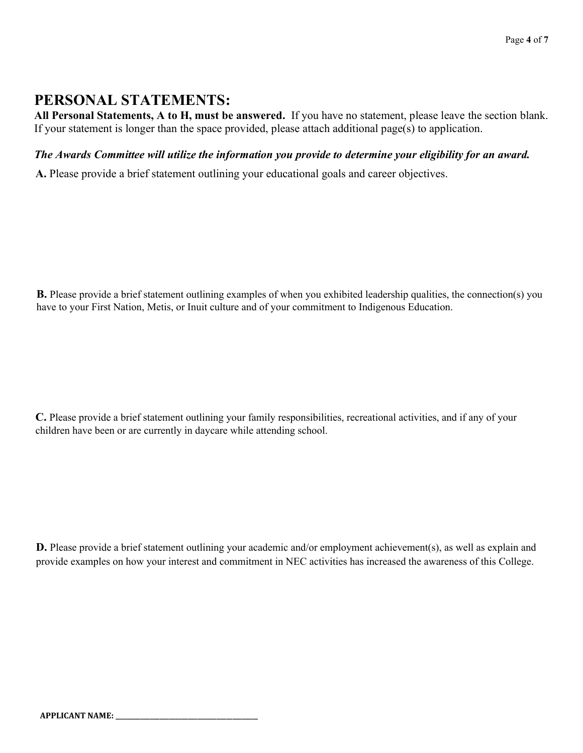# PERSONAL STATEMENTS:

**All Personal Statements, A to H, must be answered.** If you have no statement, please leave the section blank. If your statement is longer than the space provided, please attach additional page(s) to application.

***The Awards Committee will utilize the information you provide to determine your eligibility for an award.***

**A.** Please provide a brief statement outlining your educational goals and career objectives.

**B.** Please provide a brief statement outlining examples of when you exhibited leadership qualities, the connection(s) you have to your First Nation, Metis, or Inuit culture and of your commitment to Indigenous Education.

**C.** Please provide a brief statement outlining your family responsibilities, recreational activities, and if any of your children have been or are currently in daycare while attending school.

**D.** Please provide a brief statement outlining your academic and/or employment achievement(s), as well as explain and provide examples on how your interest and commitment in NEC activities has increased the awareness of this College.

**APPLICANT NAME:** ___________________________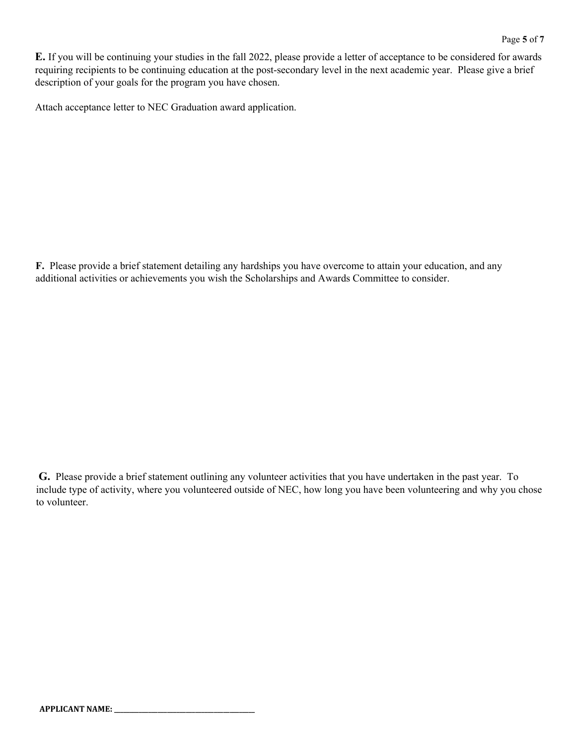**E.** If you will be continuing your studies in the fall 2022, please provide a letter of acceptance to be considered for awards requiring recipients to be continuing education at the post-secondary level in the next academic year. Please give a brief description of your goals for the program you have chosen.

Attach acceptance letter to NEC Graduation award application.

**F.** Please provide a brief statement detailing any hardships you have overcome to attain your education, and any additional activities or achievements you wish the Scholarships and Awards Committee to consider.

**G.** Please provide a brief statement outlining any volunteer activities that you have undertaken in the past year. To include type of activity, where you volunteered outside of NEC, how long you have been volunteering and why you chose to volunteer.

**APPLICANT NAME:** ______________________________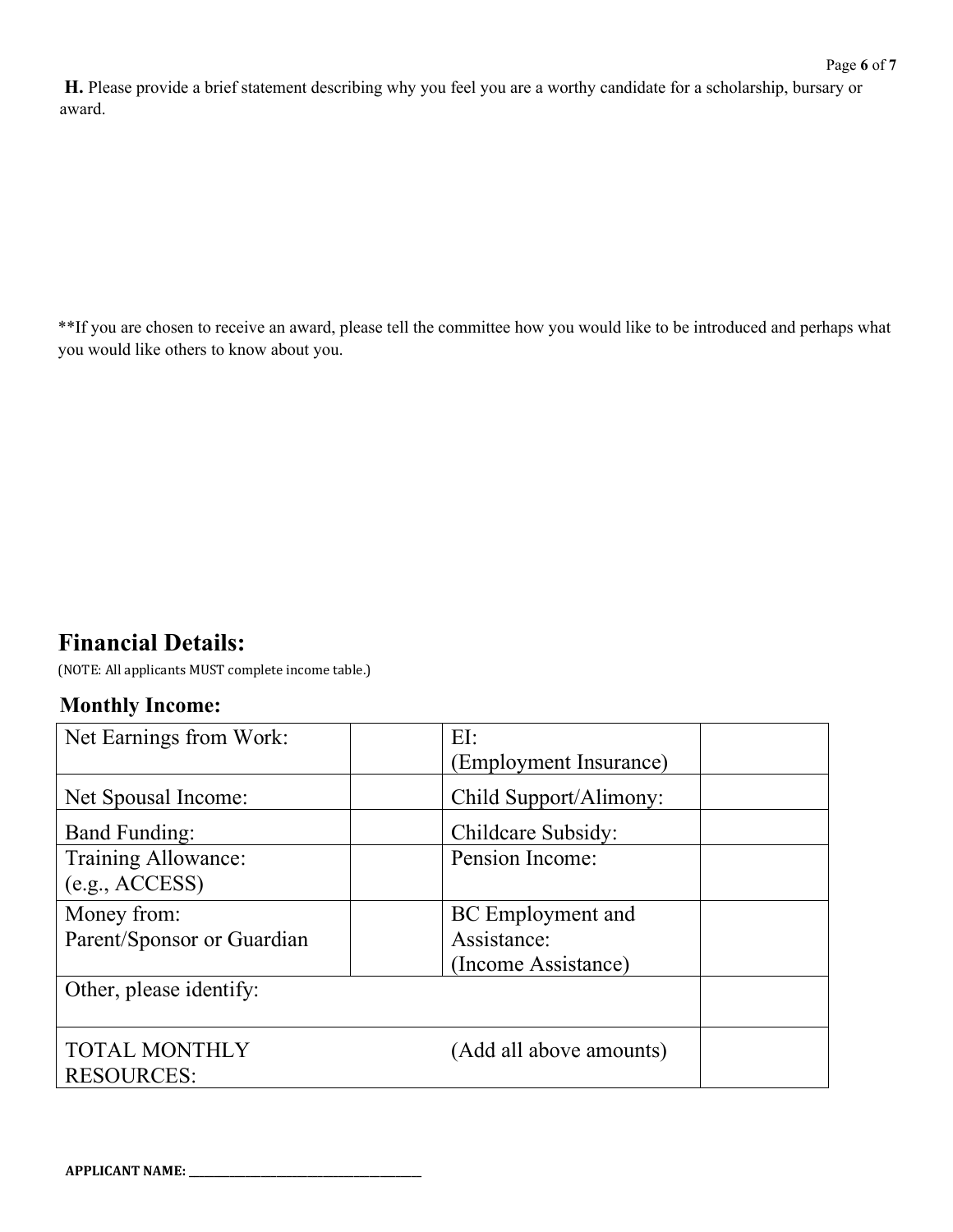**H.** Please provide a brief statement describing why you feel you are a worthy candidate for a scholarship, bursary or award.

**If you are chosen to receive an award, please tell the committee how you would like to be introduced and perhaps what you would like others to know about you.

## Financial Details:

(NOTE: All applicants MUST complete income table.)

### Monthly Income:

| | | | |
|---|---|---|---|
| Net Earnings from Work: | | EI: (Employment Insurance) | |
| Net Spousal Income: | | Child Support/Alimony: | |
| Band Funding: | | Childcare Subsidy: | |
| Training Allowance: (e.g., ACCESS) | | Pension Income: | |
| Money from: Parent/Sponsor or Guardian | | BC Employment and Assistance: (Income Assistance) | |
| Other, please identify: | | | |
| TOTAL MONTHLY RESOURCES: | | (Add all above amounts) | |

**APPLICANT NAME:** ______________________________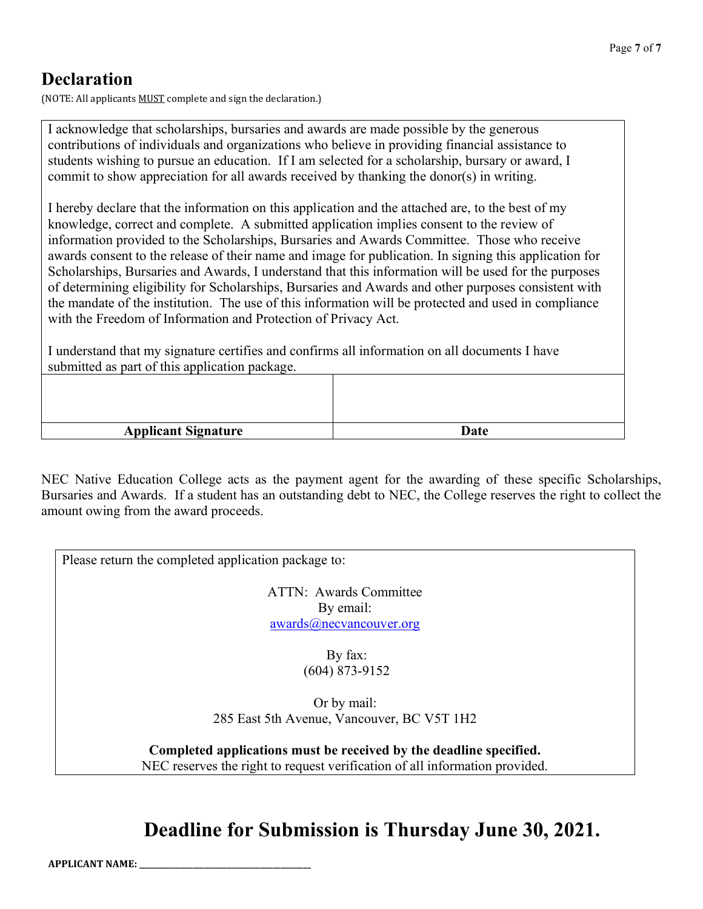# Declaration

(NOTE: All applicants MUST complete and sign the declaration.)

I acknowledge that scholarships, bursaries and awards are made possible by the generous contributions of individuals and organizations who believe in providing financial assistance to students wishing to pursue an education. If I am selected for a scholarship, bursary or award, I commit to show appreciation for all awards received by thanking the donor(s) in writing.

I hereby declare that the information on this application and the attached are, to the best of my knowledge, correct and complete. A submitted application implies consent to the review of information provided to the Scholarships, Bursaries and Awards Committee. Those who receive awards consent to the release of their name and image for publication. In signing this application for Scholarships, Bursaries and Awards, I understand that this information will be used for the purposes of determining eligibility for Scholarships, Bursaries and Awards and other purposes consistent with the mandate of the institution. The use of this information will be protected and used in compliance with the Freedom of Information and Protection of Privacy Act.

I understand that my signature certifies and confirms all information on all documents I have submitted as part of this application package.

| | |
|---|---|
| | |
| **Applicant Signature** | **Date** |

NEC Native Education College acts as the payment agent for the awarding of these specific Scholarships, Bursaries and Awards. If a student has an outstanding debt to NEC, the College reserves the right to collect the amount owing from the award proceeds.

Please return the completed application package to:

ATTN: Awards Committee
By email:
awards@necvancouver.org

By fax:
(604) 873-9152

Or by mail:
285 East 5th Avenue, Vancouver, BC V5T 1H2

**Completed applications must be received by the deadline specified.**
NEC reserves the right to request verification of all information provided.

## Deadline for Submission is Thursday June 30, 2021.

**APPLICANT NAME:** ____________________________________